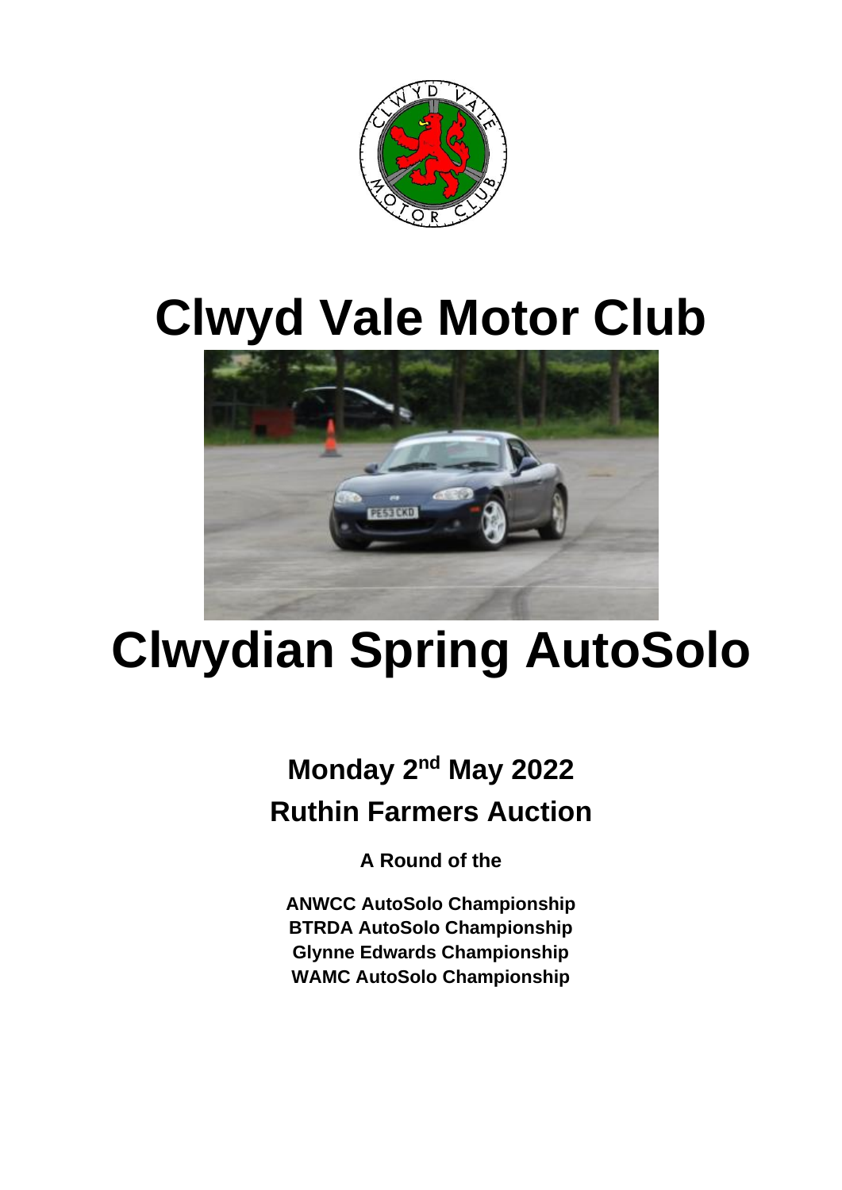# Clwyd Vale Motor Club

# Clwydian Spring AutoSolo

## Monday 2nd May 2022

## Ruthin Farmers Auction

**A Round of the**

**ANWCC AutoSolo Championship**
**BTRDA AutoSolo Championship**
**Glynne Edwards Championship**
**WAMC AutoSolo Championship**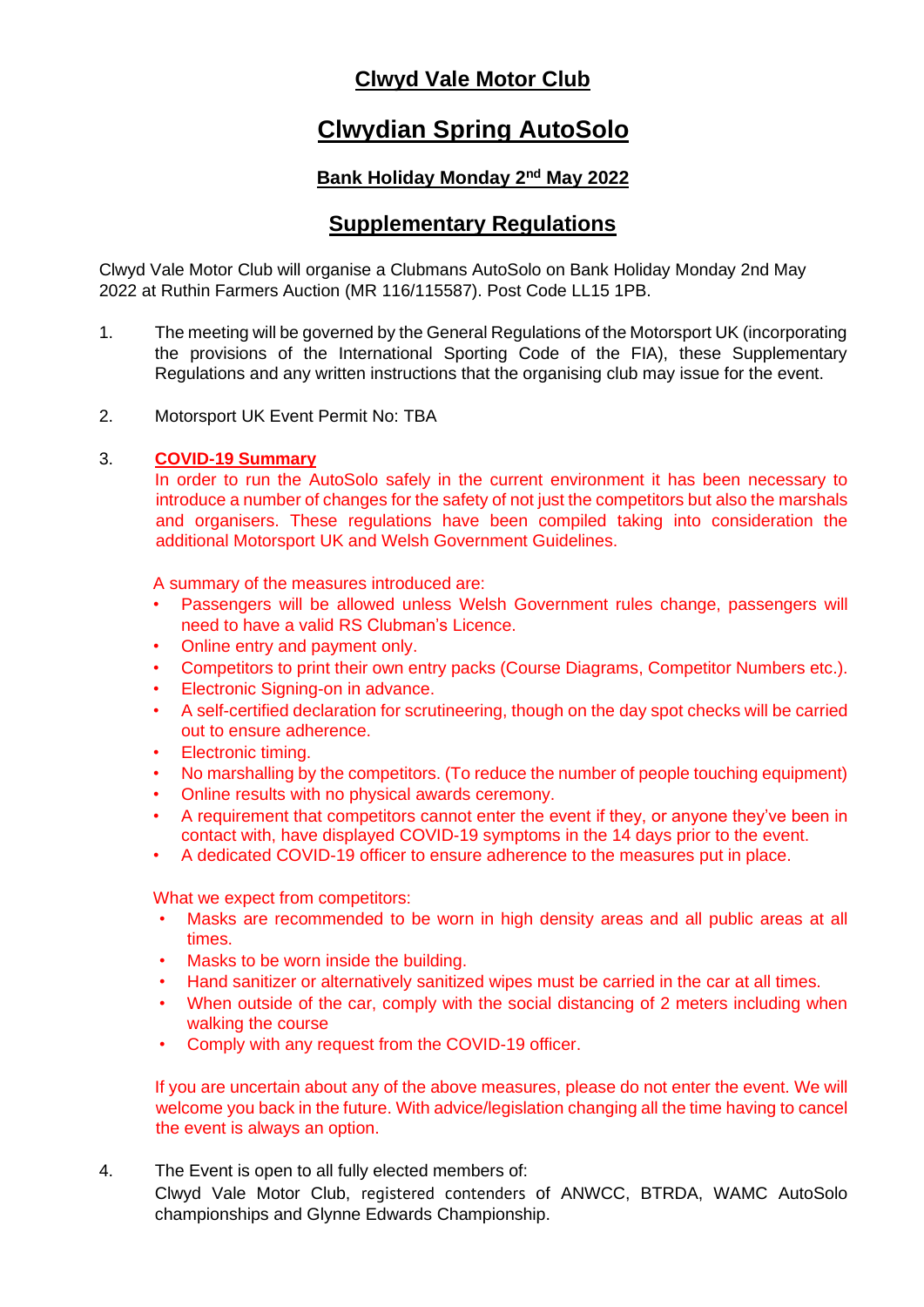# Clwyd Vale Motor Club

# Clwydian Spring AutoSolo

### Bank Holiday Monday 2nd May 2022

## Supplementary Regulations

Clwyd Vale Motor Club will organise a Clubmans AutoSolo on Bank Holiday Monday 2nd May 2022 at Ruthin Farmers Auction (MR 116/115587). Post Code LL15 1PB.

1. The meeting will be governed by the General Regulations of the Motorsport UK (incorporating the provisions of the International Sporting Code of the FIA), these Supplementary Regulations and any written instructions that the organising club may issue for the event.

2. Motorsport UK Event Permit No: TBA

3. **COVID-19 Summary**

   In order to run the AutoSolo safely in the current environment it has been necessary to introduce a number of changes for the safety of not just the competitors but also the marshals and organisers. These regulations have been compiled taking into consideration the additional Motorsport UK and Welsh Government Guidelines.

   A summary of the measures introduced are:
   - Passengers will be allowed unless Welsh Government rules change, passengers will need to have a valid RS Clubman's Licence.
   - Online entry and payment only.
   - Competitors to print their own entry packs (Course Diagrams, Competitor Numbers etc.).
   - Electronic Signing-on in advance.
   - A self-certified declaration for scrutineering, though on the day spot checks will be carried out to ensure adherence.
   - Electronic timing.
   - No marshalling by the competitors. (To reduce the number of people touching equipment)
   - Online results with no physical awards ceremony.
   - A requirement that competitors cannot enter the event if they, or anyone they've been in contact with, have displayed COVID-19 symptoms in the 14 days prior to the event.
   - A dedicated COVID-19 officer to ensure adherence to the measures put in place.

   What we expect from competitors:
   - Masks are recommended to be worn in high density areas and all public areas at all times.
   - Masks to be worn inside the building.
   - Hand sanitizer or alternatively sanitized wipes must be carried in the car at all times.
   - When outside of the car, comply with the social distancing of 2 meters including when walking the course
   - Comply with any request from the COVID-19 officer.

   If you are uncertain about any of the above measures, please do not enter the event. We will welcome you back in the future. With advice/legislation changing all the time having to cancel the event is always an option.

4. The Event is open to all fully elected members of:
   Clwyd Vale Motor Club, registered contenders of ANWCC, BTRDA, WAMC AutoSolo championships and Glynne Edwards Championship.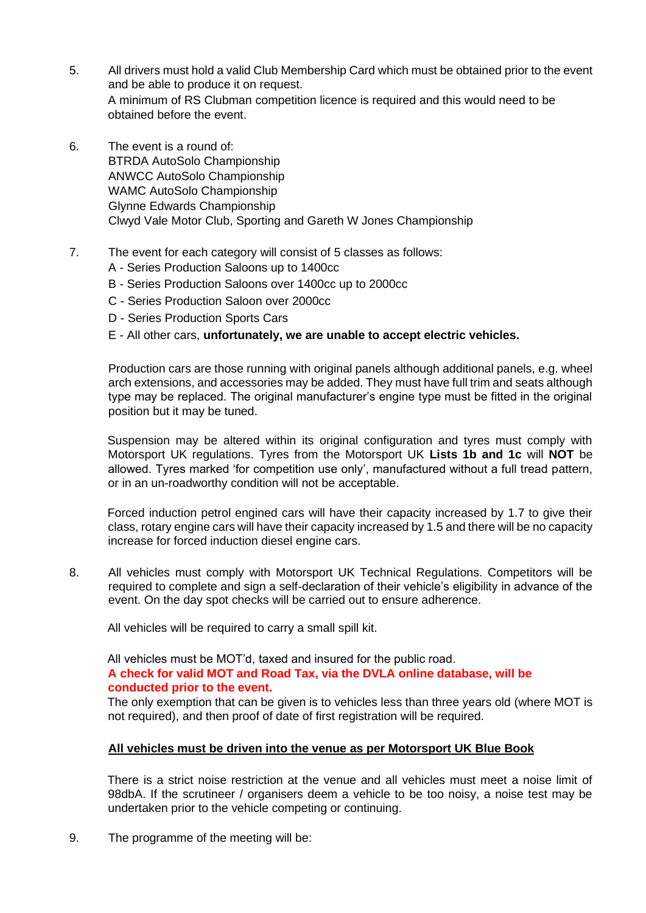5. All drivers must hold a valid Club Membership Card which must be obtained prior to the event and be able to produce it on request.
   A minimum of RS Clubman competition licence is required and this would need to be obtained before the event.

6. The event is a round of:
   BTRDA AutoSolo Championship
   ANWCC AutoSolo Championship
   WAMC AutoSolo Championship
   Glynne Edwards Championship
   Clwyd Vale Motor Club, Sporting and Gareth W Jones Championship

7. The event for each category will consist of 5 classes as follows:
   A - Series Production Saloons up to 1400cc
   B - Series Production Saloons over 1400cc up to 2000cc
   C - Series Production Saloon over 2000cc
   D - Series Production Sports Cars
   E - All other cars, **unfortunately, we are unable to accept electric vehicles.**

   Production cars are those running with original panels although additional panels, e.g. wheel arch extensions, and accessories may be added. They must have full trim and seats although type may be replaced. The original manufacturer's engine type must be fitted in the original position but it may be tuned.

   Suspension may be altered within its original configuration and tyres must comply with Motorsport UK regulations. Tyres from the Motorsport UK **Lists 1b and 1c** will **NOT** be allowed. Tyres marked 'for competition use only', manufactured without a full tread pattern, or in an un-roadworthy condition will not be acceptable.

   Forced induction petrol engined cars will have their capacity increased by 1.7 to give their class, rotary engine cars will have their capacity increased by 1.5 and there will be no capacity increase for forced induction diesel engine cars.

8. All vehicles must comply with Motorsport UK Technical Regulations. Competitors will be required to complete and sign a self-declaration of their vehicle's eligibility in advance of the event. On the day spot checks will be carried out to ensure adherence.

   All vehicles will be required to carry a small spill kit.

   All vehicles must be MOT'd, taxed and insured for the public road.
   **A check for valid MOT and Road Tax, via the DVLA online database, will be conducted prior to the event.**
   The only exemption that can be given is to vehicles less than three years old (where MOT is not required), and then proof of date of first registration will be required.

   **<u>All vehicles must be driven into the venue as per Motorsport UK Blue Book</u>**

   There is a strict noise restriction at the venue and all vehicles must meet a noise limit of 98dbA. If the scrutineer / organisers deem a vehicle to be too noisy, a noise test may be undertaken prior to the vehicle competing or continuing.

9. The programme of the meeting will be: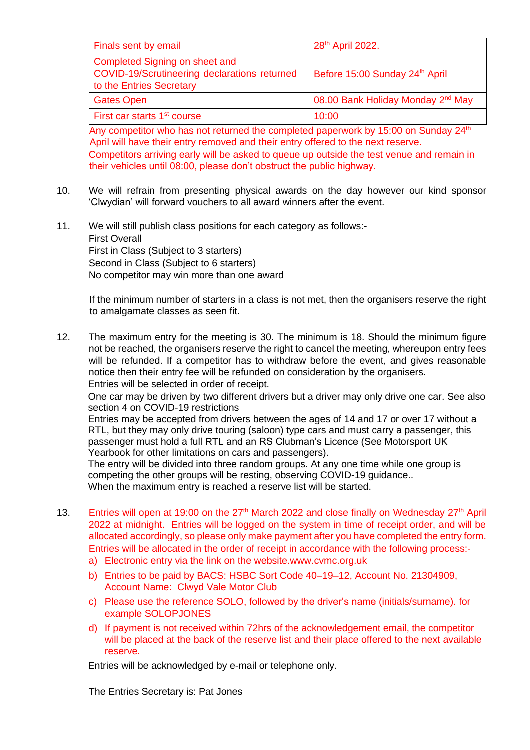| Finals sent by email | 28th April 2022. |
|---|---|
| Completed Signing on sheet and COVID-19/Scrutineering declarations returned to the Entries Secretary | Before 15:00 Sunday 24th April |
| Gates Open | 08.00 Bank Holiday Monday 2nd May |
| First car starts 1st course | 10:00 |

Any competitor who has not returned the completed paperwork by 15:00 on Sunday 24th April will have their entry removed and their entry offered to the next reserve.
Competitors arriving early will be asked to queue up outside the test venue and remain in their vehicles until 08:00, please don't obstruct the public highway.

10. We will refrain from presenting physical awards on the day however our kind sponsor 'Clwydian' will forward vouchers to all award winners after the event.

11. We will still publish class positions for each category as follows:-
First Overall
First in Class (Subject to 3 starters)
Second in Class (Subject to 6 starters)
No competitor may win more than one award

If the minimum number of starters in a class is not met, then the organisers reserve the right to amalgamate classes as seen fit.

12. The maximum entry for the meeting is 30. The minimum is 18. Should the minimum figure not be reached, the organisers reserve the right to cancel the meeting, whereupon entry fees will be refunded. If a competitor has to withdraw before the event, and gives reasonable notice then their entry fee will be refunded on consideration by the organisers.
Entries will be selected in order of receipt.
One car may be driven by two different drivers but a driver may only drive one car. See also section 4 on COVID-19 restrictions
Entries may be accepted from drivers between the ages of 14 and 17 or over 17 without a RTL, but they may only drive touring (saloon) type cars and must carry a passenger, this passenger must hold a full RTL and an RS Clubman's Licence (See Motorsport UK Yearbook for other limitations on cars and passengers).
The entry will be divided into three random groups. At any one time while one group is competing the other groups will be resting, observing COVID-19 guidance..
When the maximum entry is reached a reserve list will be started.

13. Entries will open at 19:00 on the 27th March 2022 and close finally on Wednesday 27th April 2022 at midnight. Entries will be logged on the system in time of receipt order, and will be allocated accordingly, so please only make payment after you have completed the entry form. Entries will be allocated in the order of receipt in accordance with the following process:-
a) Electronic entry via the link on the website.www.cvmc.org.uk
b) Entries to be paid by BACS: HSBC Sort Code 40–19–12, Account No. 21304909, Account Name: Clwyd Vale Motor Club
c) Please use the reference SOLO, followed by the driver's name (initials/surname). for example SOLOPJONES
d) If payment is not received within 72hrs of the acknowledgement email, the competitor will be placed at the back of the reserve list and their place offered to the next available reserve.

Entries will be acknowledged by e-mail or telephone only.

The Entries Secretary is: Pat Jones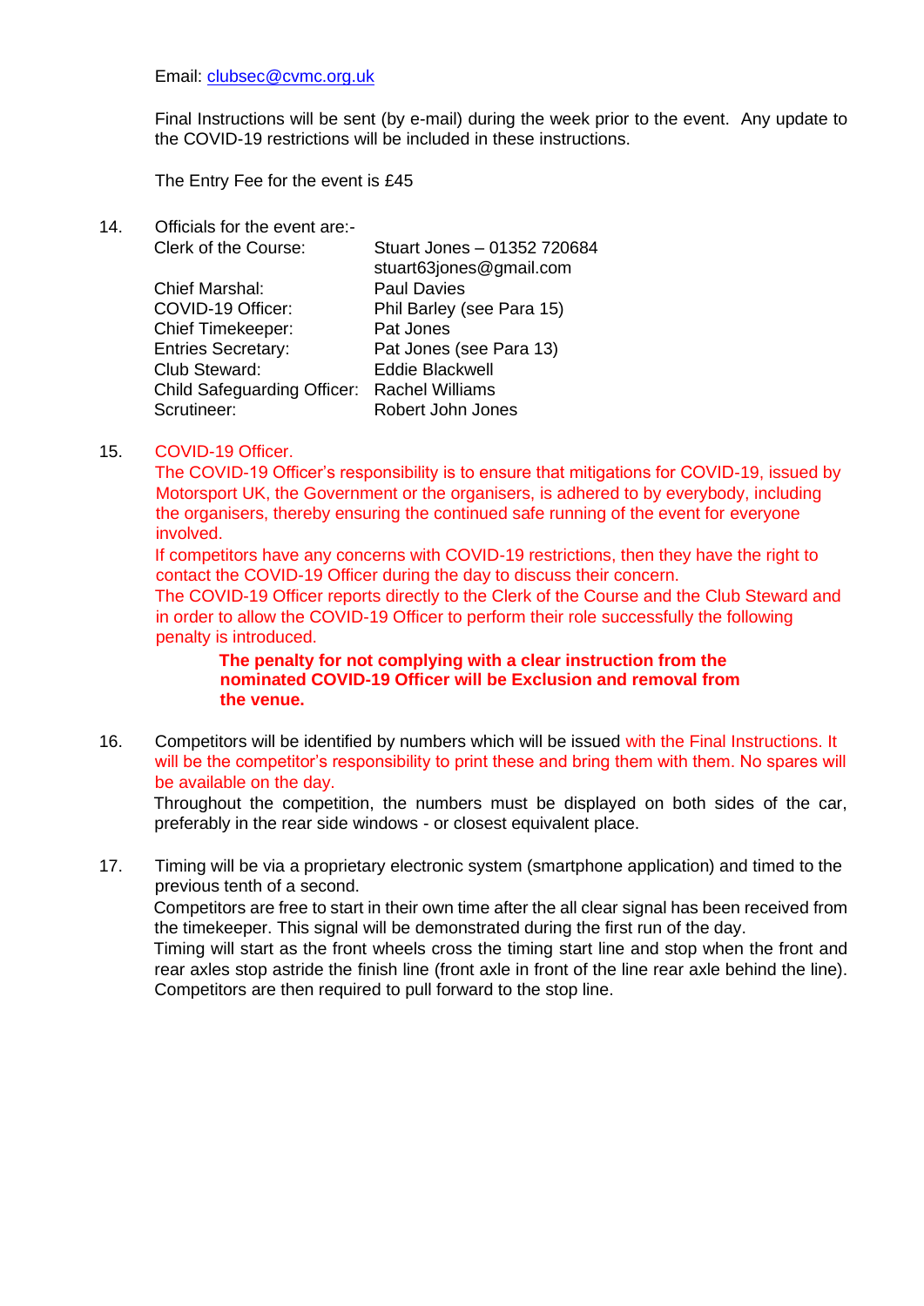Email: clubsec@cvmc.org.uk

Final Instructions will be sent (by e-mail) during the week prior to the event. Any update to the COVID-19 restrictions will be included in these instructions.

The Entry Fee for the event is £45

14. Officials for the event are:-

| | |
|---|---|
| Clerk of the Course: | Stuart Jones – 01352 720684<br>stuart63jones@gmail.com |
| Chief Marshal: | Paul Davies |
| COVID-19 Officer: | Phil Barley (see Para 15) |
| Chief Timekeeper: | Pat Jones |
| Entries Secretary: | Pat Jones (see Para 13) |
| Club Steward: | Eddie Blackwell |
| Child Safeguarding Officer: | Rachel Williams |
| Scrutineer: | Robert John Jones |

15. COVID-19 Officer.
The COVID-19 Officer's responsibility is to ensure that mitigations for COVID-19, issued by Motorsport UK, the Government or the organisers, is adhered to by everybody, including the organisers, thereby ensuring the continued safe running of the event for everyone involved.
If competitors have any concerns with COVID-19 restrictions, then they have the right to contact the COVID-19 Officer during the day to discuss their concern.
The COVID-19 Officer reports directly to the Clerk of the Course and the Club Steward and in order to allow the COVID-19 Officer to perform their role successfully the following penalty is introduced.

**The penalty for not complying with a clear instruction from the nominated COVID-19 Officer will be Exclusion and removal from the venue.**

16. Competitors will be identified by numbers which will be issued with the Final Instructions. It will be the competitor's responsibility to print these and bring them with them. No spares will be available on the day.
Throughout the competition, the numbers must be displayed on both sides of the car, preferably in the rear side windows - or closest equivalent place.

17. Timing will be via a proprietary electronic system (smartphone application) and timed to the previous tenth of a second.
Competitors are free to start in their own time after the all clear signal has been received from the timekeeper. This signal will be demonstrated during the first run of the day.
Timing will start as the front wheels cross the timing start line and stop when the front and rear axles stop astride the finish line (front axle in front of the line rear axle behind the line). Competitors are then required to pull forward to the stop line.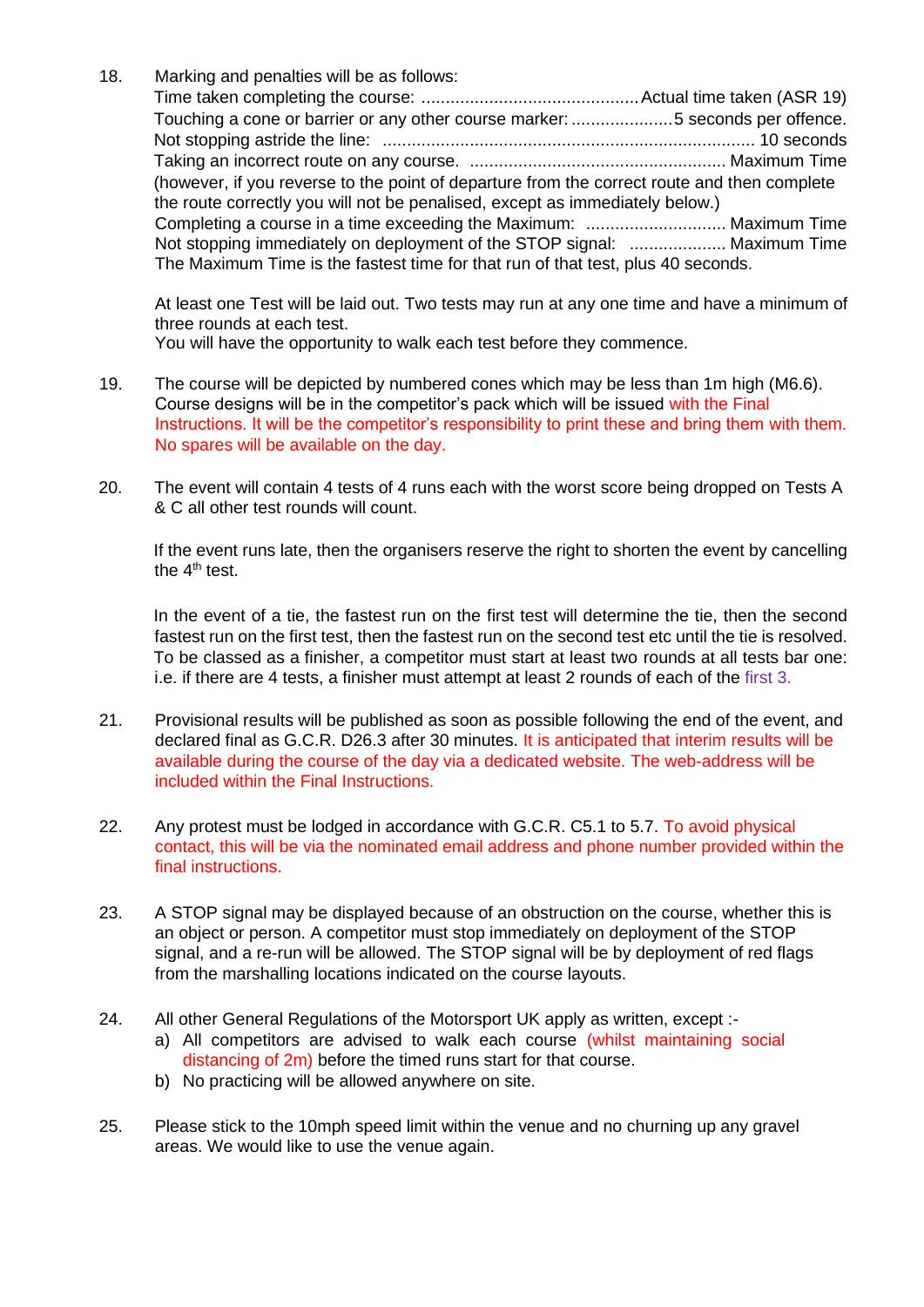18. Marking and penalties will be as follows:
    Time taken completing the course: ............................................. Actual time taken (ASR 19)
    Touching a cone or barrier or any other course marker: ..................... 5 seconds per offence.
    Not stopping astride the line: ............................................................................ 10 seconds
    Taking an incorrect route on any course. ..................................................... Maximum Time
    (however, if you reverse to the point of departure from the correct route and then complete the route correctly you will not be penalised, except as immediately below.)
    Completing a course in a time exceeding the Maximum: ............................. Maximum Time
    Not stopping immediately on deployment of the STOP signal: .................... Maximum Time
    The Maximum Time is the fastest time for that run of that test, plus 40 seconds.

    At least one Test will be laid out. Two tests may run at any one time and have a minimum of three rounds at each test.
    You will have the opportunity to walk each test before they commence.

19. The course will be depicted by numbered cones which may be less than 1m high (M6.6). Course designs will be in the competitor's pack which will be issued with the Final Instructions. It will be the competitor's responsibility to print these and bring them with them. No spares will be available on the day.

20. The event will contain 4 tests of 4 runs each with the worst score being dropped on Tests A & C all other test rounds will count.

    If the event runs late, then the organisers reserve the right to shorten the event by cancelling the 4th test.

    In the event of a tie, the fastest run on the first test will determine the tie, then the second fastest run on the first test, then the fastest run on the second test etc until the tie is resolved. To be classed as a finisher, a competitor must start at least two rounds at all tests bar one: i.e. if there are 4 tests, a finisher must attempt at least 2 rounds of each of the first 3.

21. Provisional results will be published as soon as possible following the end of the event, and declared final as G.C.R. D26.3 after 30 minutes. It is anticipated that interim results will be available during the course of the day via a dedicated website. The web-address will be included within the Final Instructions.

22. Any protest must be lodged in accordance with G.C.R. C5.1 to 5.7. To avoid physical contact, this will be via the nominated email address and phone number provided within the final instructions.

23. A STOP signal may be displayed because of an obstruction on the course, whether this is an object or person. A competitor must stop immediately on deployment of the STOP signal, and a re-run will be allowed. The STOP signal will be by deployment of red flags from the marshalling locations indicated on the course layouts.

24. All other General Regulations of the Motorsport UK apply as written, except :-
    a) All competitors are advised to walk each course (whilst maintaining social distancing of 2m) before the timed runs start for that course.
    b) No practicing will be allowed anywhere on site.

25. Please stick to the 10mph speed limit within the venue and no churning up any gravel areas. We would like to use the venue again.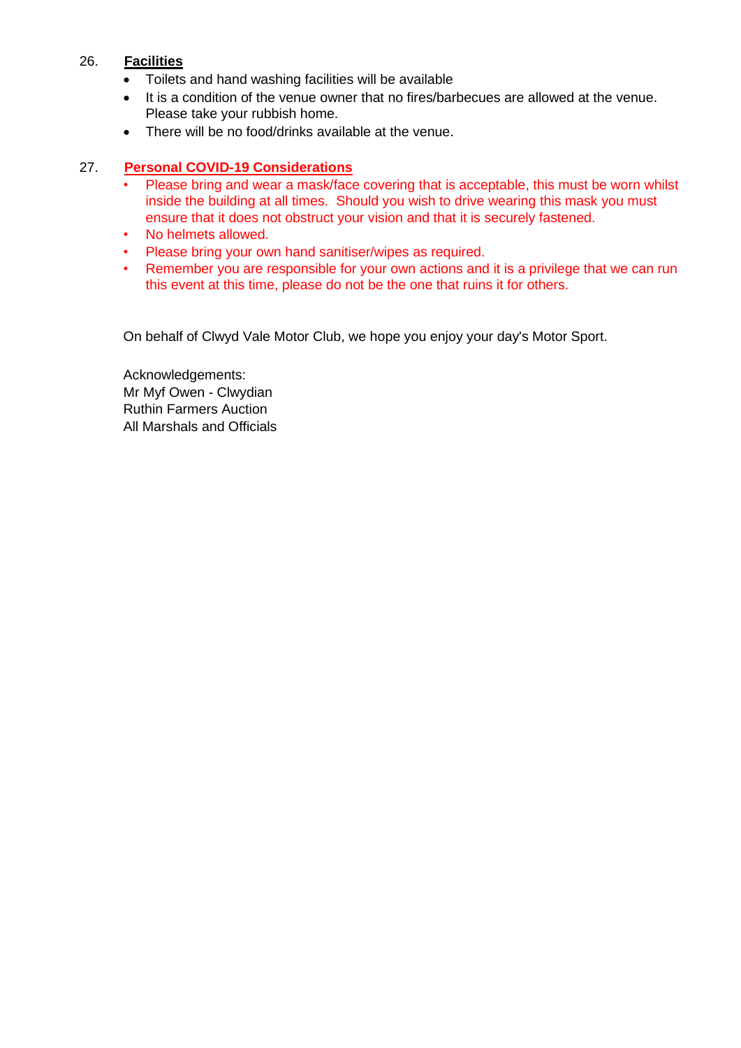26. **Facilities**

- Toilets and hand washing facilities will be available
- It is a condition of the venue owner that no fires/barbecues are allowed at the venue. Please take your rubbish home.
- There will be no food/drinks available at the venue.

27. **Personal COVID-19 Considerations**

- Please bring and wear a mask/face covering that is acceptable, this must be worn whilst inside the building at all times. Should you wish to drive wearing this mask you must ensure that it does not obstruct your vision and that it is securely fastened.
- No helmets allowed.
- Please bring your own hand sanitiser/wipes as required.
- Remember you are responsible for your own actions and it is a privilege that we can run this event at this time, please do not be the one that ruins it for others.

On behalf of Clwyd Vale Motor Club, we hope you enjoy your day's Motor Sport.

Acknowledgements:
Mr Myf Owen - Clwydian
Ruthin Farmers Auction
All Marshals and Officials